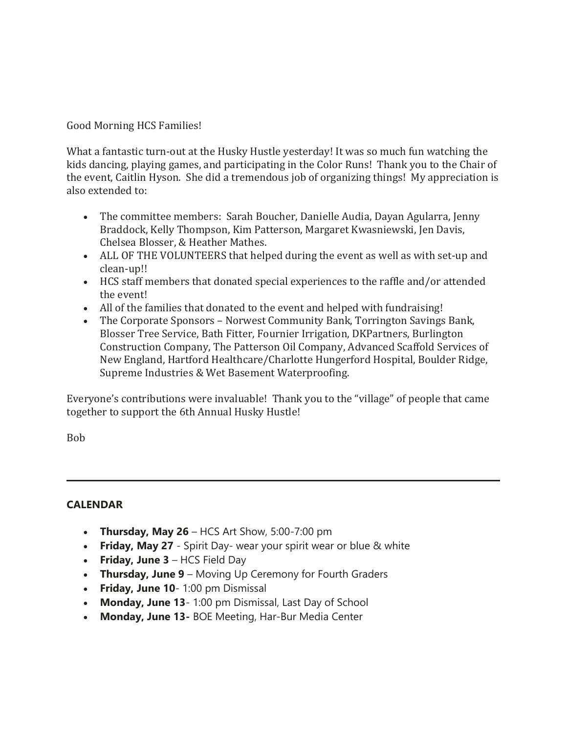Good Morning HCS Families!

What a fantastic turn-out at the Husky Hustle yesterday! It was so much fun watching the kids dancing, playing games, and participating in the Color Runs! Thank you to the Chair of the event, Caitlin Hyson. She did a tremendous job of organizing things! My appreciation is also extended to:

- The committee members: Sarah Boucher, Danielle Audia, Dayan Agularra, Jenny Braddock, Kelly Thompson, Kim Patterson, Margaret Kwasniewski, Jen Davis, Chelsea Blosser, & Heather Mathes.
- ALL OF THE VOLUNTEERS that helped during the event as well as with set-up and clean-up!!
- HCS staff members that donated special experiences to the raffle and/or attended the event!
- All of the families that donated to the event and helped with fundraising!
- The Corporate Sponsors – Norwest Community Bank, Torrington Savings Bank, Blosser Tree Service, Bath Fitter, Fournier Irrigation, DKPartners, Burlington Construction Company, The Patterson Oil Company, Advanced Scaffold Services of New England, Hartford Healthcare/Charlotte Hungerford Hospital, Boulder Ridge, Supreme Industries & Wet Basement Waterproofing.

Everyone's contributions were invaluable! Thank you to the "village" of people that came together to support the 6th Annual Husky Hustle!

Bob

---

**CALENDAR**

- **Thursday, May 26** – HCS Art Show, 5:00-7:00 pm
- **Friday, May 27** - Spirit Day- wear your spirit wear or blue & white
- **Friday, June 3** – HCS Field Day
- **Thursday, June 9** – Moving Up Ceremony for Fourth Graders
- **Friday, June 10**- 1:00 pm Dismissal
- **Monday, June 13**- 1:00 pm Dismissal, Last Day of School
- **Monday, June 13-** BOE Meeting, Har-Bur Media Center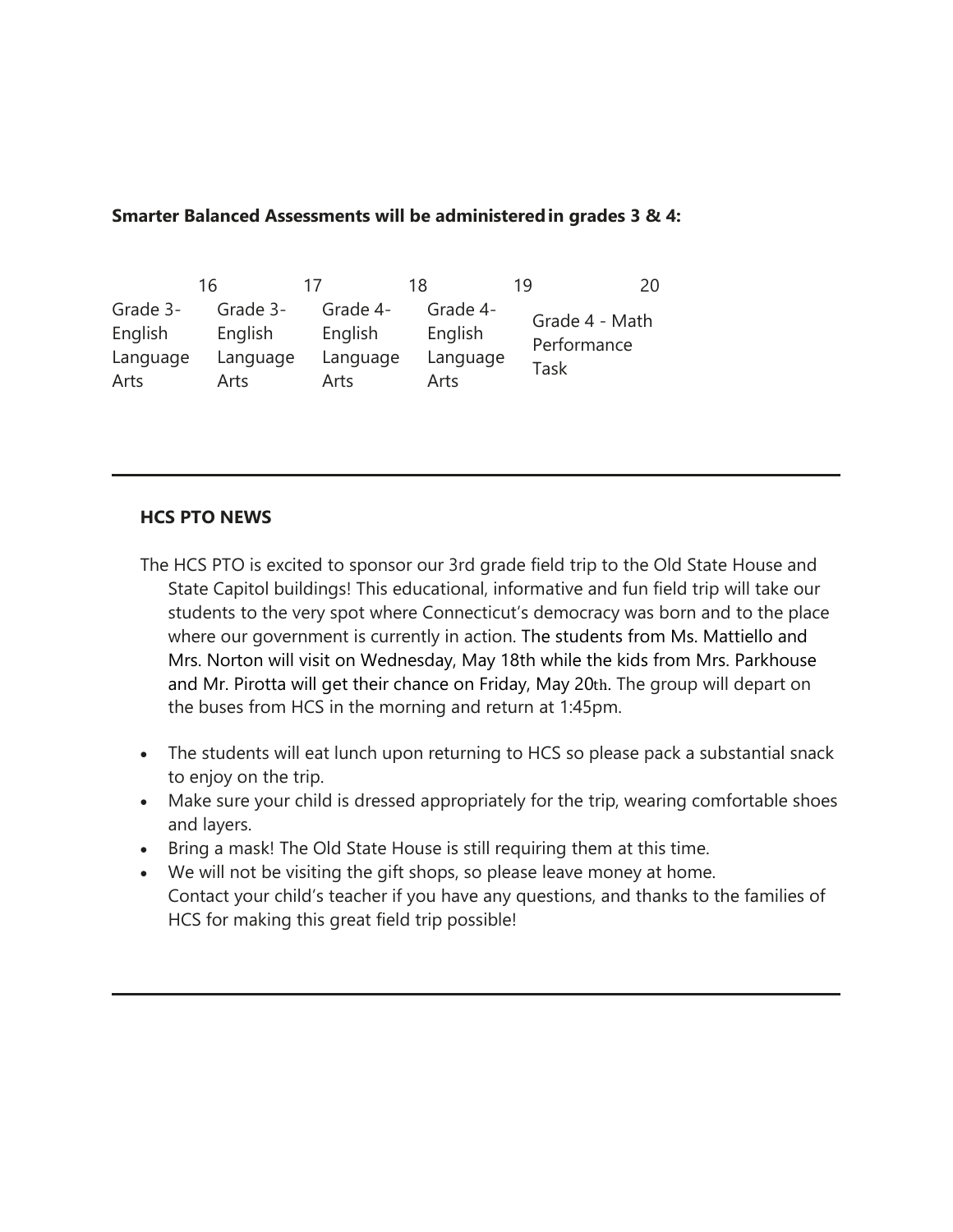**Smarter Balanced Assessments will be administered in grades 3 & 4:**

| 16 | 17 | 18 | 19 | 20 |
|---|---|---|---|---|
| Grade 3- English Language Arts | Grade 3- English Language Arts | Grade 4- English Language Arts | Grade 4- English Language Arts | Grade 4 - Math Performance Task |

---

**HCS PTO NEWS**

The HCS PTO is excited to sponsor our 3rd grade field trip to the Old State House and State Capitol buildings! This educational, informative and fun field trip will take our students to the very spot where Connecticut's democracy was born and to the place where our government is currently in action. The students from Ms. Mattiello and Mrs. Norton will visit on Wednesday, May 18th while the kids from Mrs. Parkhouse and Mr. Pirotta will get their chance on Friday, May 20th. The group will depart on the buses from HCS in the morning and return at 1:45pm.

- The students will eat lunch upon returning to HCS so please pack a substantial snack to enjoy on the trip.
- Make sure your child is dressed appropriately for the trip, wearing comfortable shoes and layers.
- Bring a mask! The Old State House is still requiring them at this time.
- We will not be visiting the gift shops, so please leave money at home.
  Contact your child's teacher if you have any questions, and thanks to the families of HCS for making this great field trip possible!

---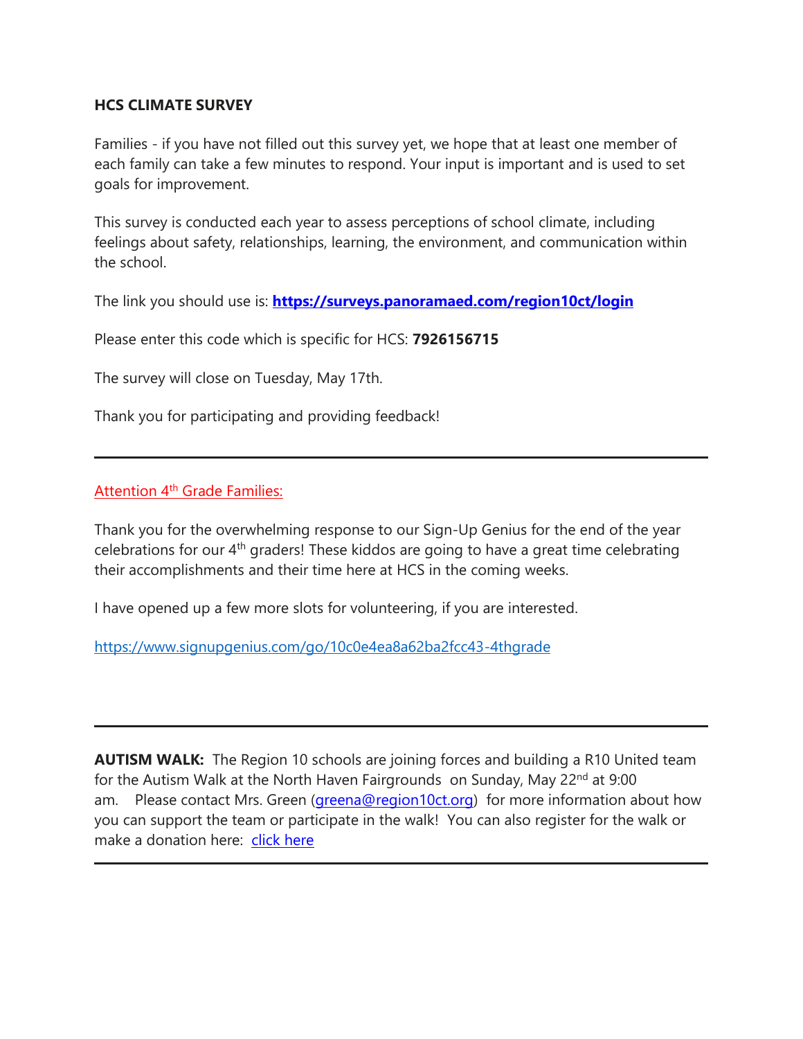**HCS CLIMATE SURVEY**

Families - if you have not filled out this survey yet, we hope that at least one member of each family can take a few minutes to respond. Your input is important and is used to set goals for improvement.

This survey is conducted each year to assess perceptions of school climate, including feelings about safety, relationships, learning, the environment, and communication within the school.

The link you should use is: **https://surveys.panoramaed.com/region10ct/login**

Please enter this code which is specific for HCS: **7926156715**

The survey will close on Tuesday, May 17th.

Thank you for participating and providing feedback!

---

Attention 4th Grade Families:

Thank you for the overwhelming response to our Sign-Up Genius for the end of the year celebrations for our 4th graders! These kiddos are going to have a great time celebrating their accomplishments and their time here at HCS in the coming weeks.

I have opened up a few more slots for volunteering, if you are interested.

https://www.signupgenius.com/go/10c0e4ea8a62ba2fcc43-4thgrade

---

**AUTISM WALK:** The Region 10 schools are joining forces and building a R10 United team for the Autism Walk at the North Haven Fairgrounds on Sunday, May 22nd at 9:00 am. Please contact Mrs. Green (greena@region10ct.org) for more information about how you can support the team or participate in the walk! You can also register for the walk or make a donation here: click here

---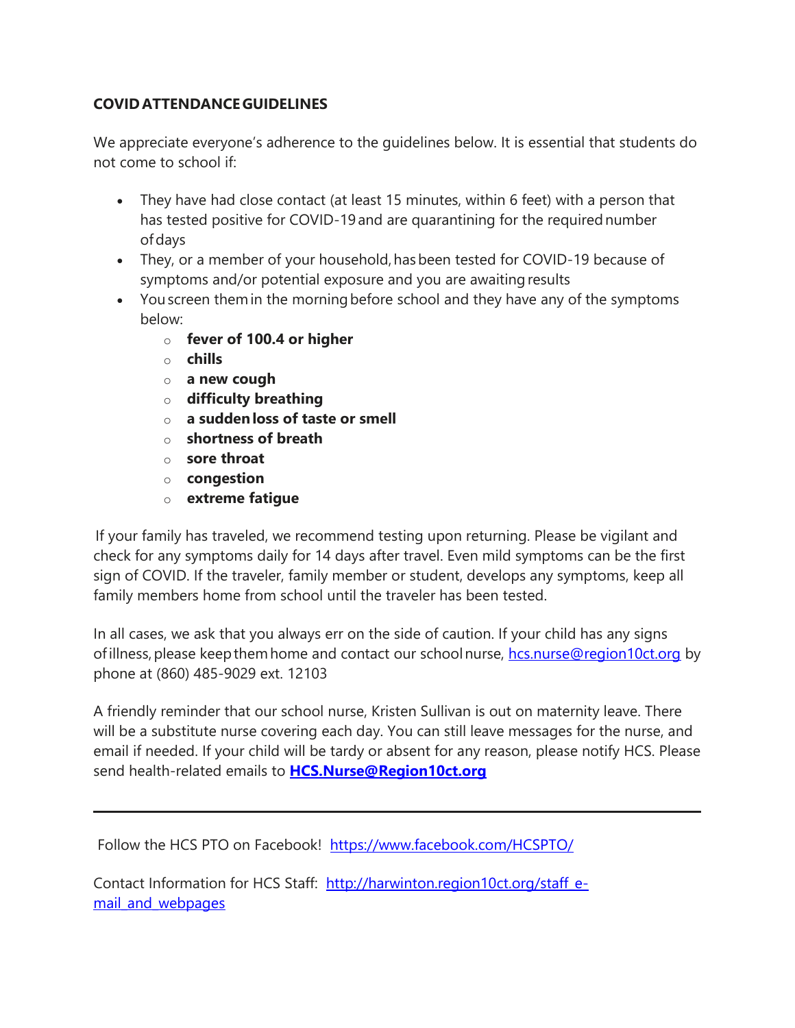**COVID ATTENDANCE GUIDELINES**

We appreciate everyone's adherence to the guidelines below. It is essential that students do not come to school if:

- They have had close contact (at least 15 minutes, within 6 feet) with a person that has tested positive for COVID-19 and are quarantining for the required number of days
- They, or a member of your household, has been tested for COVID-19 because of symptoms and/or potential exposure and you are awaiting results
- You screen them in the morning before school and they have any of the symptoms below:
  - **fever of 100.4 or higher**
  - **chills**
  - **a new cough**
  - **difficulty breathing**
  - **a sudden loss of taste or smell**
  - **shortness of breath**
  - **sore throat**
  - **congestion**
  - **extreme fatigue**

If your family has traveled, we recommend testing upon returning. Please be vigilant and check for any symptoms daily for 14 days after travel. Even mild symptoms can be the first sign of COVID. If the traveler, family member or student, develops any symptoms, keep all family members home from school until the traveler has been tested.

In all cases, we ask that you always err on the side of caution. If your child has any signs of illness, please keep them home and contact our school nurse, [hcs.nurse@region10ct.org](mailto:hcs.nurse@region10ct.org) by phone at (860) 485-9029 ext. 12103

A friendly reminder that our school nurse, Kristen Sullivan is out on maternity leave. There will be a substitute nurse covering each day. You can still leave messages for the nurse, and email if needed. If your child will be tardy or absent for any reason, please notify HCS. Please send health-related emails to **[HCS.Nurse@Region10ct.org](mailto:HCS.Nurse@Region10ct.org)**

---

Follow the HCS PTO on Facebook! [https://www.facebook.com/HCSPTO/](https://www.facebook.com/HCSPTO/)

Contact Information for HCS Staff: [http://harwinton.region10ct.org/staff_e-mail_and_webpages](http://harwinton.region10ct.org/staff_e-mail_and_webpages)